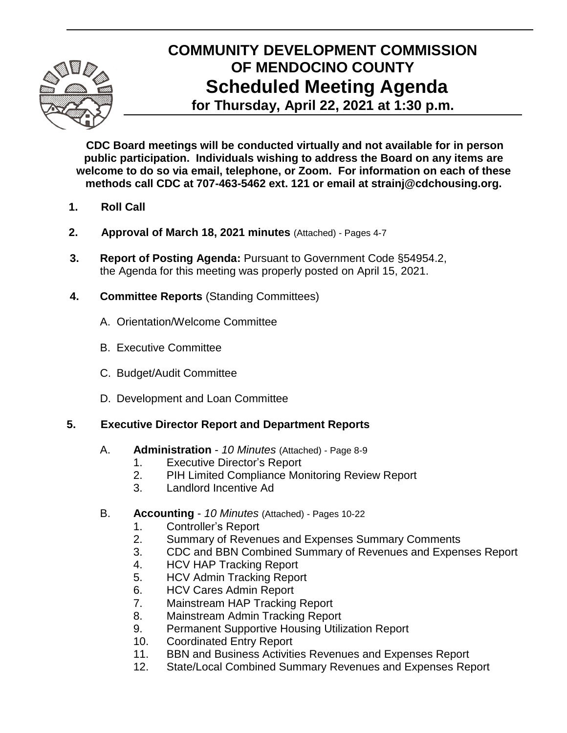# COMMUNITY DEVELOPMENT COMMISSION OF MENDOCINO COUNTY

## Scheduled Meeting Agenda

### for Thursday, April 22, 2021 at 1:30 p.m.

**CDC Board meetings will be conducted virtually and not available for in person public participation. Individuals wishing to address the Board on any items are welcome to do so via email, telephone, or Zoom. For information on each of these methods call CDC at 707-463-5462 ext. 121 or email at strainj@cdchousing.org.**

1. **Roll Call**

2. **Approval of March 18, 2021 minutes** (Attached) - Pages 4-7

3. **Report of Posting Agenda:** Pursuant to Government Code §54954.2, the Agenda for this meeting was properly posted on April 15, 2021.

4. **Committee Reports** (Standing Committees)

   A. Orientation/Welcome Committee

   B. Executive Committee

   C. Budget/Audit Committee

   D. Development and Loan Committee

5. **Executive Director Report and Department Reports**

   A. **Administration** - *10 Minutes* (Attached) - Page 8-9
      1. Executive Director's Report
      2. PIH Limited Compliance Monitoring Review Report
      3. Landlord Incentive Ad

   B. **Accounting** - *10 Minutes* (Attached) - Pages 10-22
      1. Controller's Report
      2. Summary of Revenues and Expenses Summary Comments
      3. CDC and BBN Combined Summary of Revenues and Expenses Report
      4. HCV HAP Tracking Report
      5. HCV Admin Tracking Report
      6. HCV Cares Admin Report
      7. Mainstream HAP Tracking Report
      8. Mainstream Admin Tracking Report
      9. Permanent Supportive Housing Utilization Report
      10. Coordinated Entry Report
      11. BBN and Business Activities Revenues and Expenses Report
      12. State/Local Combined Summary Revenues and Expenses Report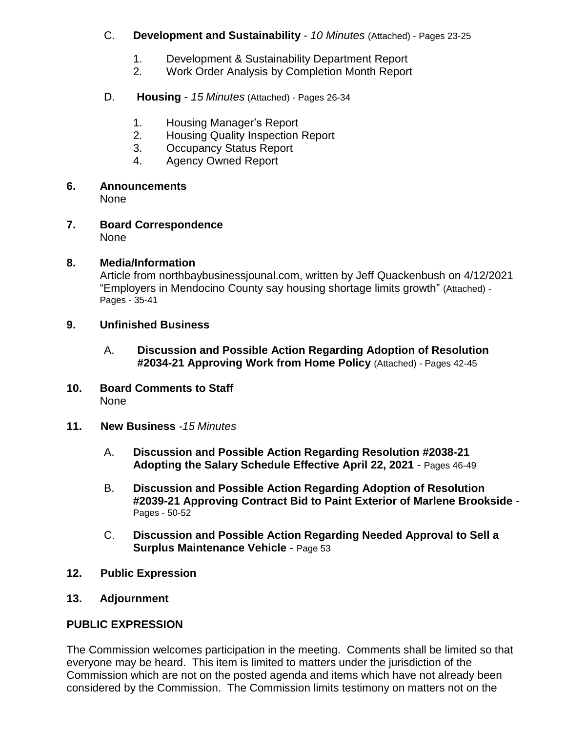C. **Development and Sustainability** - *10 Minutes* (Attached) - Pages 23-25

1. Development & Sustainability Department Report
2. Work Order Analysis by Completion Month Report

D. **Housing** - *15 Minutes* (Attached) - Pages 26-34

1. Housing Manager's Report
2. Housing Quality Inspection Report
3. Occupancy Status Report
4. Agency Owned Report

**6. Announcements**
None

**7. Board Correspondence**
None

**8. Media/Information**
Article from northbaybusinessjounal.com, written by Jeff Quackenbush on 4/12/2021 "Employers in Mendocino County say housing shortage limits growth" (Attached) - Pages - 35-41

**9. Unfinished Business**

A. **Discussion and Possible Action Regarding Adoption of Resolution #2034-21 Approving Work from Home Policy** (Attached) - Pages 42-45

**10. Board Comments to Staff**
None

**11. New Business** -*15 Minutes*

A. **Discussion and Possible Action Regarding Resolution #2038-21 Adopting the Salary Schedule Effective April 22, 2021** - Pages 46-49

B. **Discussion and Possible Action Regarding Adoption of Resolution #2039-21 Approving Contract Bid to Paint Exterior of Marlene Brookside** - Pages - 50-52

C. **Discussion and Possible Action Regarding Needed Approval to Sell a Surplus Maintenance Vehicle** - Page 53

**12. Public Expression**

**13. Adjournment**

**PUBLIC EXPRESSION**

The Commission welcomes participation in the meeting. Comments shall be limited so that everyone may be heard. This item is limited to matters under the jurisdiction of the Commission which are not on the posted agenda and items which have not already been considered by the Commission. The Commission limits testimony on matters not on the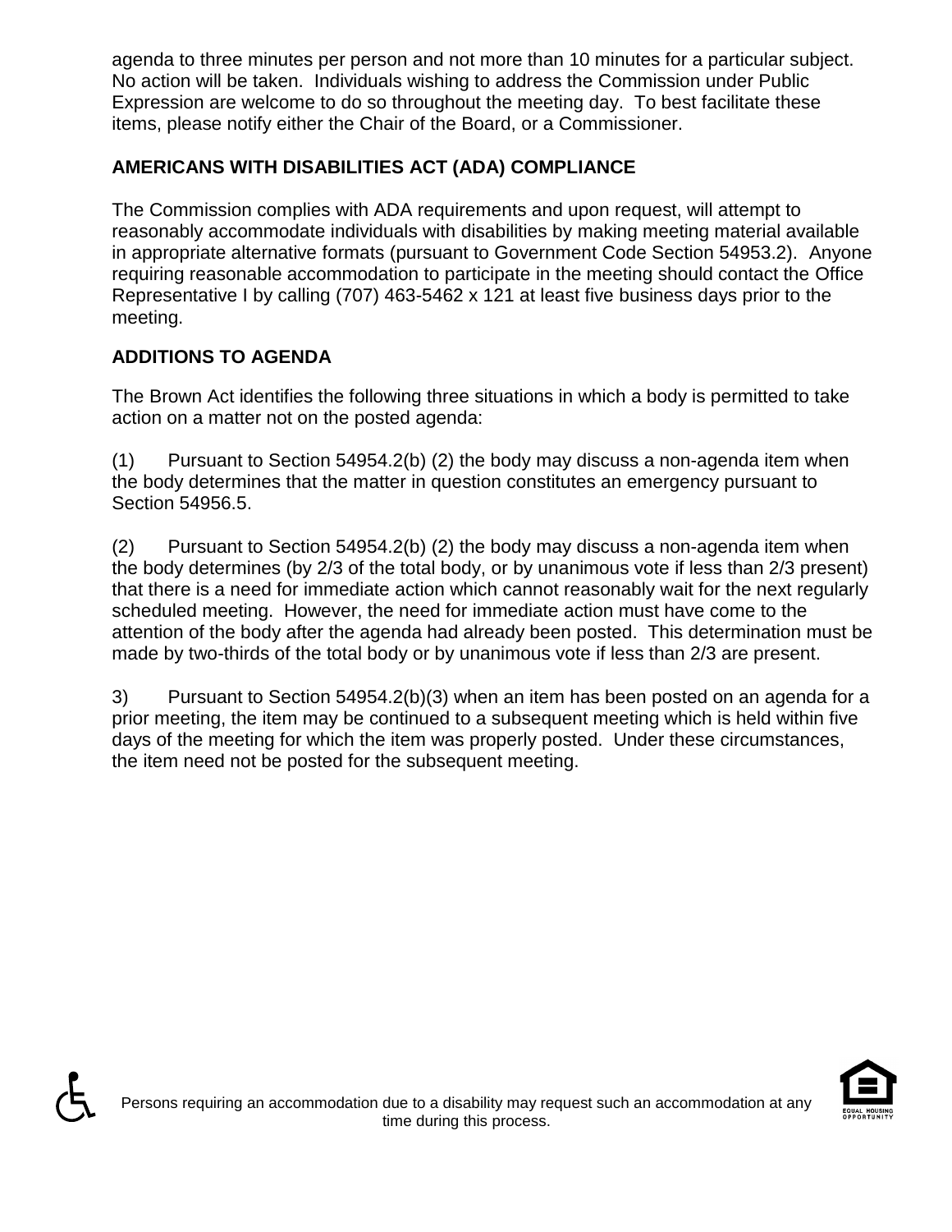agenda to three minutes per person and not more than 10 minutes for a particular subject. No action will be taken. Individuals wishing to address the Commission under Public Expression are welcome to do so throughout the meeting day. To best facilitate these items, please notify either the Chair of the Board, or a Commissioner.

**AMERICANS WITH DISABILITIES ACT (ADA) COMPLIANCE**

The Commission complies with ADA requirements and upon request, will attempt to reasonably accommodate individuals with disabilities by making meeting material available in appropriate alternative formats (pursuant to Government Code Section 54953.2). Anyone requiring reasonable accommodation to participate in the meeting should contact the Office Representative I by calling (707) 463-5462 x 121 at least five business days prior to the meeting.

**ADDITIONS TO AGENDA**

The Brown Act identifies the following three situations in which a body is permitted to take action on a matter not on the posted agenda:

(1) Pursuant to Section 54954.2(b) (2) the body may discuss a non-agenda item when the body determines that the matter in question constitutes an emergency pursuant to Section 54956.5.

(2) Pursuant to Section 54954.2(b) (2) the body may discuss a non-agenda item when the body determines (by 2/3 of the total body, or by unanimous vote if less than 2/3 present) that there is a need for immediate action which cannot reasonably wait for the next regularly scheduled meeting. However, the need for immediate action must have come to the attention of the body after the agenda had already been posted. This determination must be made by two-thirds of the total body or by unanimous vote if less than 2/3 are present.

3) Pursuant to Section 54954.2(b)(3) when an item has been posted on an agenda for a prior meeting, the item may be continued to a subsequent meeting which is held within five days of the meeting for which the item was properly posted. Under these circumstances, the item need not be posted for the subsequent meeting.

Persons requiring an accommodation due to a disability may request such an accommodation at any time during this process.